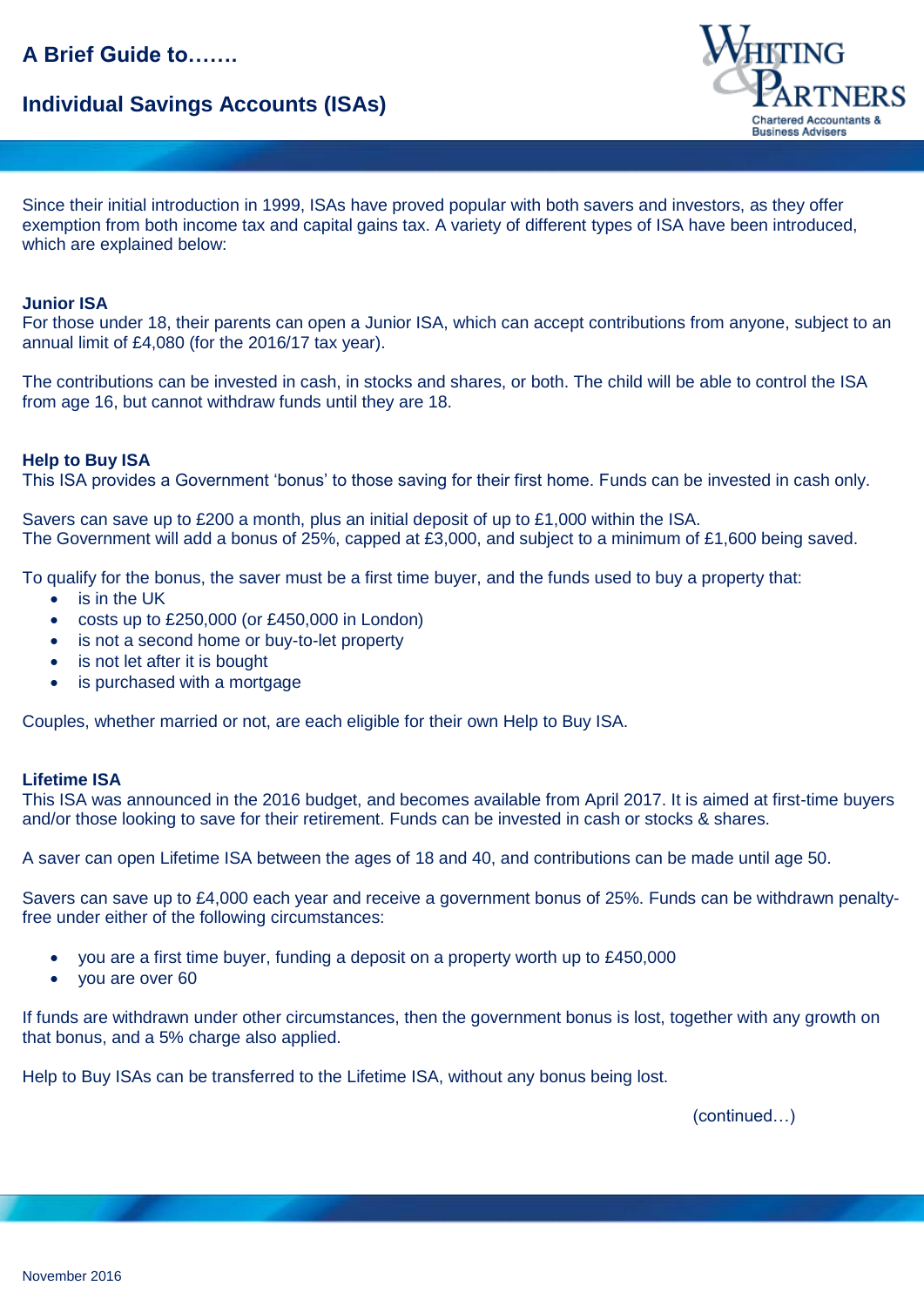# A Brief Guide to…….

## Individual Savings Accounts (ISAs)

Since their initial introduction in 1999, ISAs have proved popular with both savers and investors, as they offer exemption from both income tax and capital gains tax. A variety of different types of ISA have been introduced, which are explained below:

### Junior ISA

For those under 18, their parents can open a Junior ISA, which can accept contributions from anyone, subject to an annual limit of £4,080 (for the 2016/17 tax year).

The contributions can be invested in cash, in stocks and shares, or both. The child will be able to control the ISA from age 16, but cannot withdraw funds until they are 18.

### Help to Buy ISA

This ISA provides a Government 'bonus' to those saving for their first home. Funds can be invested in cash only.

Savers can save up to £200 a month, plus an initial deposit of up to £1,000 within the ISA.
The Government will add a bonus of 25%, capped at £3,000, and subject to a minimum of £1,600 being saved.

To qualify for the bonus, the saver must be a first time buyer, and the funds used to buy a property that:

- is in the UK
- costs up to £250,000 (or £450,000 in London)
- is not a second home or buy-to-let property
- is not let after it is bought
- is purchased with a mortgage

Couples, whether married or not, are each eligible for their own Help to Buy ISA.

### Lifetime ISA

This ISA was announced in the 2016 budget, and becomes available from April 2017. It is aimed at first-time buyers and/or those looking to save for their retirement. Funds can be invested in cash or stocks & shares.

A saver can open Lifetime ISA between the ages of 18 and 40, and contributions can be made until age 50.

Savers can save up to £4,000 each year and receive a government bonus of 25%. Funds can be withdrawn penalty-free under either of the following circumstances:

- you are a first time buyer, funding a deposit on a property worth up to £450,000
- you are over 60

If funds are withdrawn under other circumstances, then the government bonus is lost, together with any growth on that bonus, and a 5% charge also applied.

Help to Buy ISAs can be transferred to the Lifetime ISA, without any bonus being lost.

(continued…)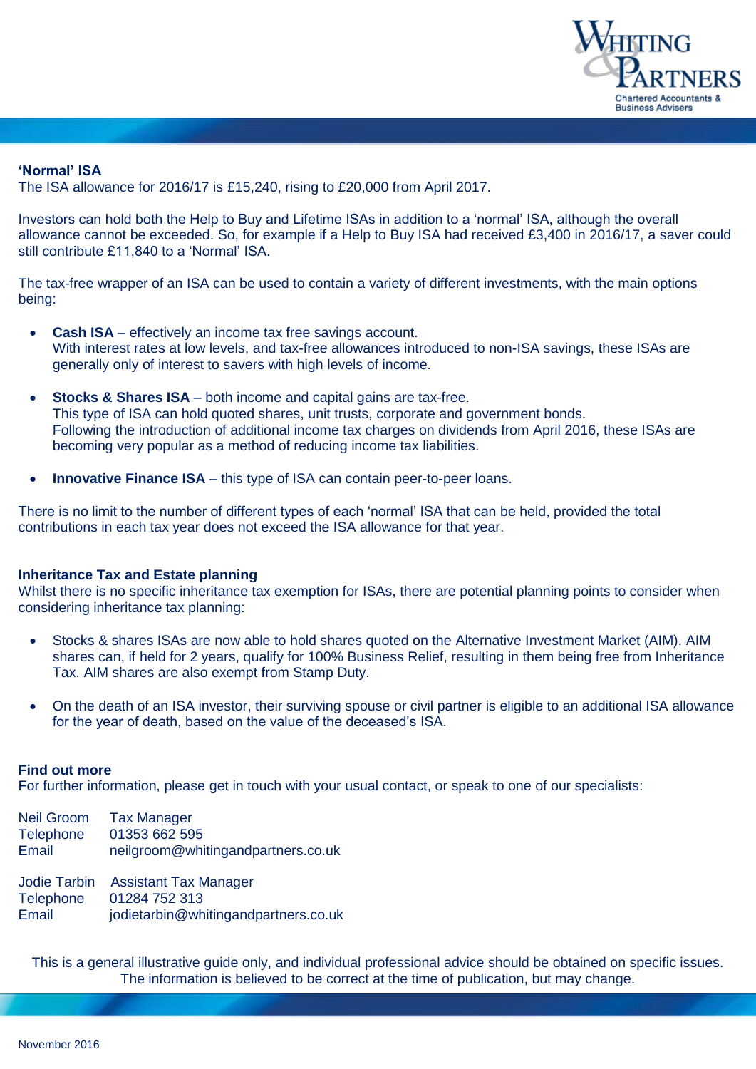**‘Normal’ ISA**

The ISA allowance for 2016/17 is £15,240, rising to £20,000 from April 2017.

Investors can hold both the Help to Buy and Lifetime ISAs in addition to a ‘normal’ ISA, although the overall allowance cannot be exceeded. So, for example if a Help to Buy ISA had received £3,400 in 2016/17, a saver could still contribute £11,840 to a ‘Normal’ ISA.

The tax-free wrapper of an ISA can be used to contain a variety of different investments, with the main options being:

- **Cash ISA** – effectively an income tax free savings account.
  With interest rates at low levels, and tax-free allowances introduced to non-ISA savings, these ISAs are generally only of interest to savers with high levels of income.

- **Stocks & Shares ISA** – both income and capital gains are tax-free.
  This type of ISA can hold quoted shares, unit trusts, corporate and government bonds.
  Following the introduction of additional income tax charges on dividends from April 2016, these ISAs are becoming very popular as a method of reducing income tax liabilities.

- **Innovative Finance ISA** – this type of ISA can contain peer-to-peer loans.

There is no limit to the number of different types of each ‘normal’ ISA that can be held, provided the total contributions in each tax year does not exceed the ISA allowance for that year.

**Inheritance Tax and Estate planning**

Whilst there is no specific inheritance tax exemption for ISAs, there are potential planning points to consider when considering inheritance tax planning:

- Stocks & shares ISAs are now able to hold shares quoted on the Alternative Investment Market (AIM). AIM shares can, if held for 2 years, qualify for 100% Business Relief, resulting in them being free from Inheritance Tax. AIM shares are also exempt from Stamp Duty.

- On the death of an ISA investor, their surviving spouse or civil partner is eligible to an additional ISA allowance for the year of death, based on the value of the deceased’s ISA.

**Find out more**

For further information, please get in touch with your usual contact, or speak to one of our specialists:

Neil Groom — Tax Manager
Telephone — 01353 662 595
Email — neilgroom@whitingandpartners.co.uk

Jodie Tarbin — Assistant Tax Manager
Telephone — 01284 752 313
Email — jodietarbin@whitingandpartners.co.uk

This is a general illustrative guide only, and individual professional advice should be obtained on specific issues. The information is believed to be correct at the time of publication, but may change.

November 2016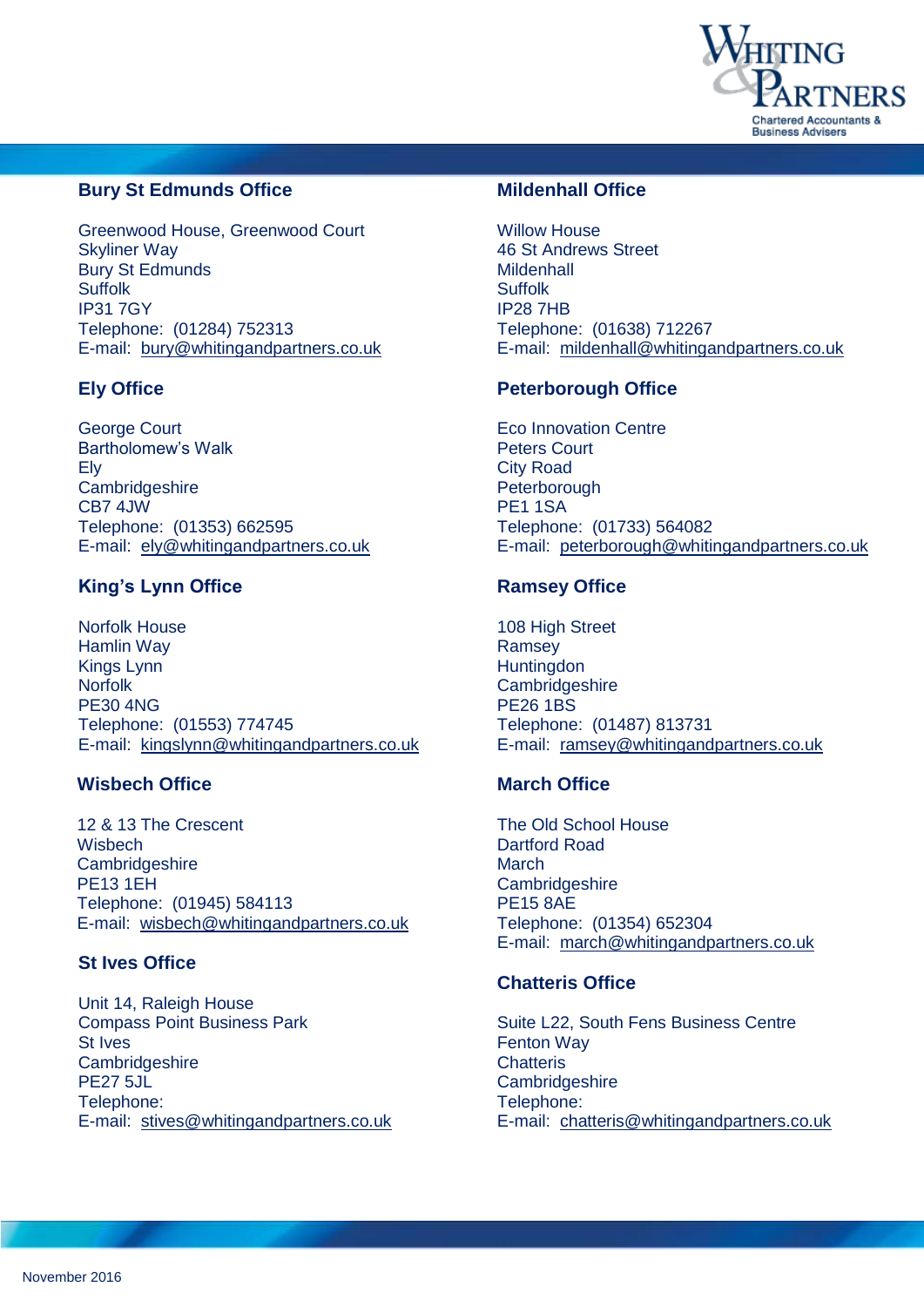WHITING & PARTNERS
Chartered Accountants & Business Advisers

## Bury St Edmunds Office

Greenwood House, Greenwood Court
Skyliner Way
Bury St Edmunds
Suffolk
IP31 7GY
Telephone: (01284) 752313
E-mail: bury@whitingandpartners.co.uk

## Ely Office

George Court
Bartholomew's Walk
Ely
Cambridgeshire
CB7 4JW
Telephone: (01353) 662595
E-mail: ely@whitingandpartners.co.uk

## King's Lynn Office

Norfolk House
Hamlin Way
Kings Lynn
Norfolk
PE30 4NG
Telephone: (01553) 774745
E-mail: kingslynn@whitingandpartners.co.uk

## Wisbech Office

12 & 13 The Crescent
Wisbech
Cambridgeshire
PE13 1EH
Telephone: (01945) 584113
E-mail: wisbech@whitingandpartners.co.uk

## St Ives Office

Unit 14, Raleigh House
Compass Point Business Park
St Ives
Cambridgeshire
PE27 5JL
Telephone:
E-mail: stives@whitingandpartners.co.uk

## Mildenhall Office

Willow House
46 St Andrews Street
Mildenhall
Suffolk
IP28 7HB
Telephone: (01638) 712267
E-mail: mildenhall@whitingandpartners.co.uk

## Peterborough Office

Eco Innovation Centre
Peters Court
City Road
Peterborough
PE1 1SA
Telephone: (01733) 564082
E-mail: peterborough@whitingandpartners.co.uk

## Ramsey Office

108 High Street
Ramsey
Huntingdon
Cambridgeshire
PE26 1BS
Telephone: (01487) 813731
E-mail: ramsey@whitingandpartners.co.uk

## March Office

The Old School House
Dartford Road
March
Cambridgeshire
PE15 8AE
Telephone: (01354) 652304
E-mail: march@whitingandpartners.co.uk

## Chatteris Office

Suite L22, South Fens Business Centre
Fenton Way
Chatteris
Cambridgeshire
Telephone:
E-mail: chatteris@whitingandpartners.co.uk

November 2016